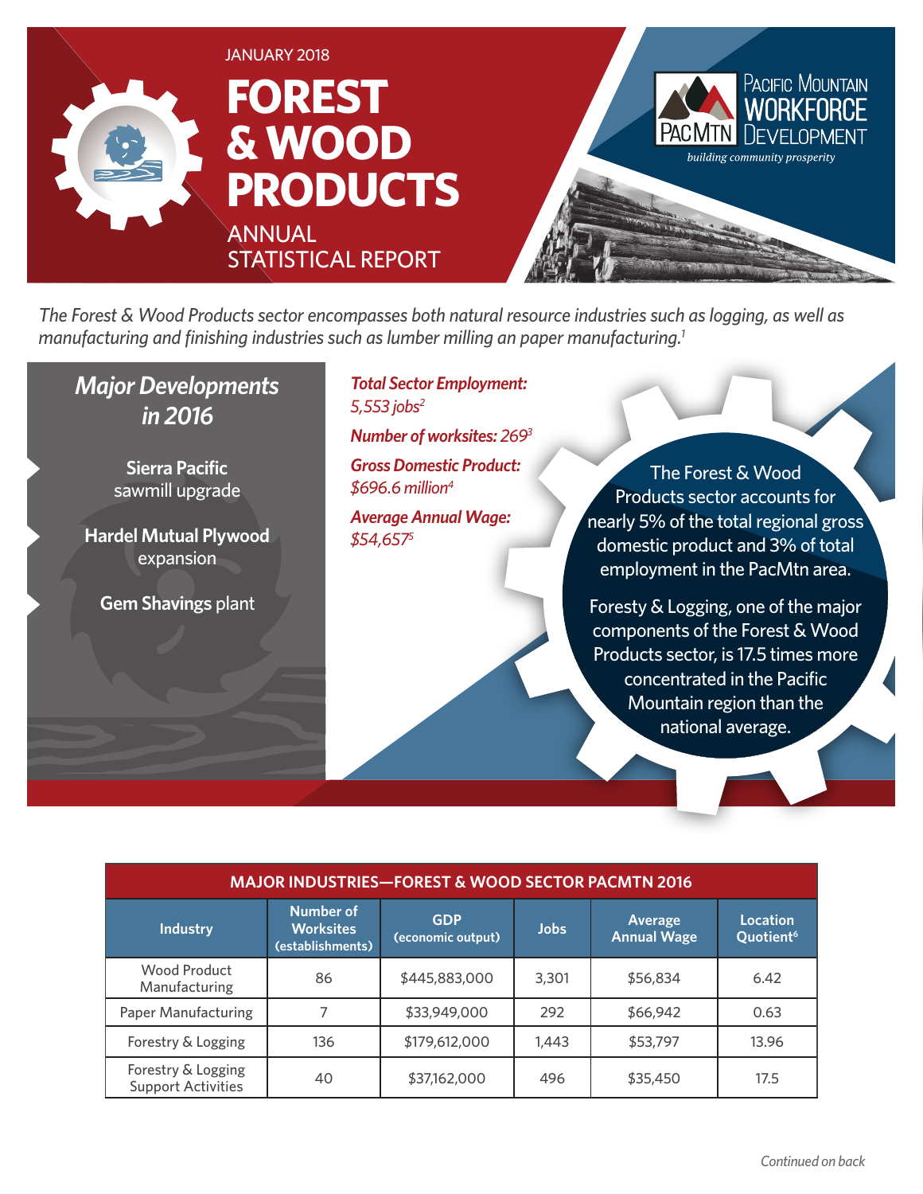JANUARY 2018

# FOREST & WOOD PRODUCTS

## ANNUAL STATISTICAL REPORT

Pacific Mountain Workforce Development

*building community prosperity*

*The Forest & Wood Products sector encompasses both natural resource industries such as logging, as well as manufacturing and finishing industries such as lumber milling an paper manufacturing.*[1]

### *Major Developments in 2016*

**Sierra Pacific** sawmill upgrade

**Hardel Mutual Plywood** expansion

**Gem Shavings** plant

***Total Sector Employment:*** *5,553 jobs*[2]

***Number of worksites:*** *269*[3]

***Gross Domestic Product:*** *$696.6 million*[4]

***Average Annual Wage:*** *$54,657*[5]

The Forest & Wood Products sector accounts for nearly 5% of the total regional gross domestic product and 3% of total employment in the PacMtn area.

Foresty & Logging, one of the major components of the Forest & Wood Products sector, is 17.5 times more concentrated in the Pacific Mountain region than the national average.

| MAJOR INDUSTRIES—FOREST & WOOD SECTOR PACMTN 2016 | | | | | |
|---|---|---|---|---|---|
| Industry | Number of Worksites (establishments) | GDP (economic output) | Jobs | Average Annual Wage | Location Quotient[6] |
| Wood Product Manufacturing | 86 | $445,883,000 | 3,301 | $56,834 | 6.42 |
| Paper Manufacturing | 7 | $33,949,000 | 292 | $66,942 | 0.63 |
| Forestry & Logging | 136 | $179,612,000 | 1,443 | $53,797 | 13.96 |
| Forestry & Logging Support Activities | 40 | $37,162,000 | 496 | $35,450 | 17.5 |

*Continued on back*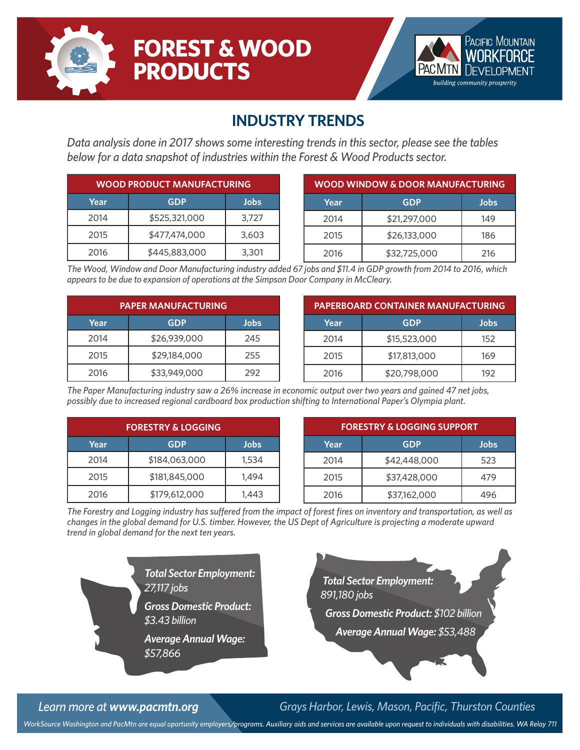# FOREST & WOOD PRODUCTS

Pacific Mountain Workforce Development — *building community prosperity*

## INDUSTRY TRENDS

*Data analysis done in 2017 shows some interesting trends in this sector, please see the tables below for a data snapshot of industries within the Forest & Wood Products sector.*

| WOOD PRODUCT MANUFACTURING | | |
|---|---|---|
| **Year** | **GDP** | **Jobs** |
| 2014 | $525,321,000 | 3,727 |
| 2015 | $477,474,000 | 3,603 |
| 2016 | $445,883,000 | 3,301 |

| WOOD WINDOW & DOOR MANUFACTURING | | |
|---|---|---|
| **Year** | **GDP** | **Jobs** |
| 2014 | $21,297,000 | 149 |
| 2015 | $26,133,000 | 186 |
| 2016 | $32,725,000 | 216 |

*The Wood, Window and Door Manufacturing industry added 67 jobs and $11.4 in GDP growth from 2014 to 2016, which appears to be due to expansion of operations at the Simpson Door Company in McCleary.*

| PAPER MANUFACTURING | | |
|---|---|---|
| **Year** | **GDP** | **Jobs** |
| 2014 | $26,939,000 | 245 |
| 2015 | $29,184,000 | 255 |
| 2016 | $33,949,000 | 292 |

| PAPERBOARD CONTAINER MANUFACTURING | | |
|---|---|---|
| **Year** | **GDP** | **Jobs** |
| 2014 | $15,523,000 | 152 |
| 2015 | $17,813,000 | 169 |
| 2016 | $20,798,000 | 192 |

*The Paper Manufacturing industry saw a 26% increase in economic output over two years and gained 47 net jobs, possibly due to increased regional cardboard box production shifting to International Paper's Olympia plant.*

| FORESTRY & LOGGING | | |
|---|---|---|
| **Year** | **GDP** | **Jobs** |
| 2014 | $184,063,000 | 1,534 |
| 2015 | $181,845,000 | 1,494 |
| 2016 | $179,612,000 | 1,443 |

| FORESTRY & LOGGING SUPPORT | | |
|---|---|---|
| **Year** | **GDP** | **Jobs** |
| 2014 | $42,448,000 | 523 |
| 2015 | $37,428,000 | 479 |
| 2016 | $37,162,000 | 496 |

*The Forestry and Logging industry has suffered from the impact of forest fires on inventory and transportation, as well as changes in the global demand for U.S. timber. However, the US Dept of Agriculture is projecting a moderate upward trend in global demand for the next ten years.*

***Total Sector Employment:*** *27,117 jobs*

***Gross Domestic Product:*** *$3.43 billion*

***Average Annual Wage:*** *$57,866*

***Total Sector Employment:*** *891,180 jobs*

***Gross Domestic Product:*** *$102 billion*

***Average Annual Wage:*** *$53,488*

*Learn more at **www.pacmtn.org***

*Grays Harbor, Lewis, Mason, Pacific, Thurston Counties*

*WorkSource Washington and PacMtn are equal oportunity employers/programs. Auxiliary aids and services are available upon request to individuals with disabilities. WA Relay 711*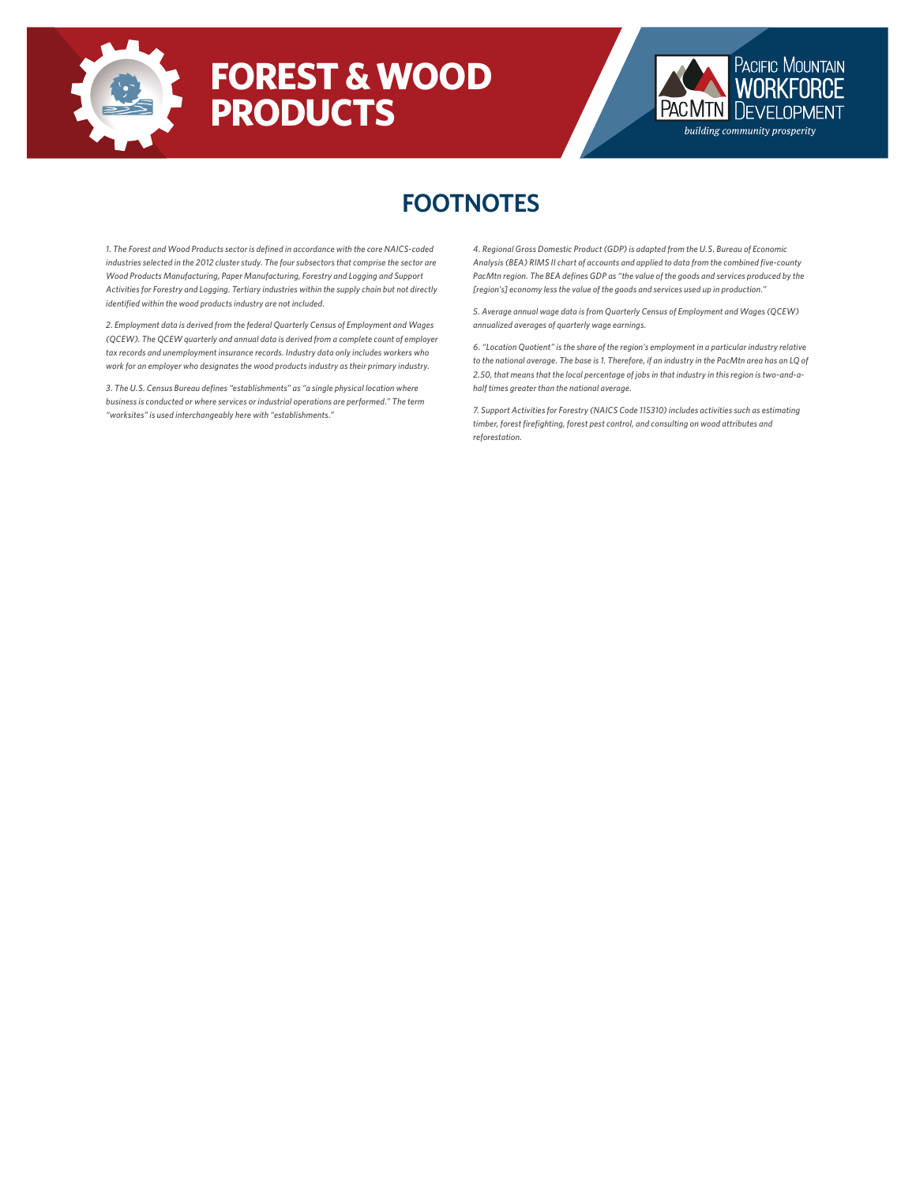# FOREST & WOOD PRODUCTS

Pacific Mountain Workforce Development

*building community prosperity*

## FOOTNOTES

*1. The Forest and Wood Products sector is defined in accordance with the core NAICS-coded industries selected in the 2012 cluster study. The four subsectors that comprise the sector are Wood Products Manufacturing, Paper Manufacturing, Forestry and Logging and Support Activities for Forestry and Logging. Tertiary industries within the supply chain but not directly identified within the wood products industry are not included.*

*2. Employment data is derived from the federal Quarterly Census of Employment and Wages (QCEW). The QCEW quarterly and annual data is derived from a complete count of employer tax records and unemployment insurance records. Industry data only includes workers who work for an employer who designates the wood products industry as their primary industry.*

*3. The U.S. Census Bureau defines "establishments" as "a single physical location where business is conducted or where services or industrial operations are performed." The term "worksites" is used interchangeably here with "establishments."*

*4. Regional Gross Domestic Product (GDP) is adapted from the U.S. Bureau of Economic Analysis (BEA) RIMS II chart of accounts and applied to data from the combined five-county PacMtn region. The BEA defines GDP as "the value of the goods and services produced by the [region's] economy less the value of the goods and services used up in production."*

*5. Average annual wage data is from Quarterly Census of Employment and Wages (QCEW) annualized averages of quarterly wage earnings.*

*6. "Location Quotient" is the share of the region's employment in a particular industry relative to the national average. The base is 1. Therefore, if an industry in the PacMtn area has an LQ of 2.50, that means that the local percentage of jobs in that industry in this region is two-and-a-half times greater than the national average.*

*7. Support Activities for Forestry (NAICS Code 115310) includes activities such as estimating timber, forest firefighting, forest pest control, and consulting on wood attributes and reforestation.*